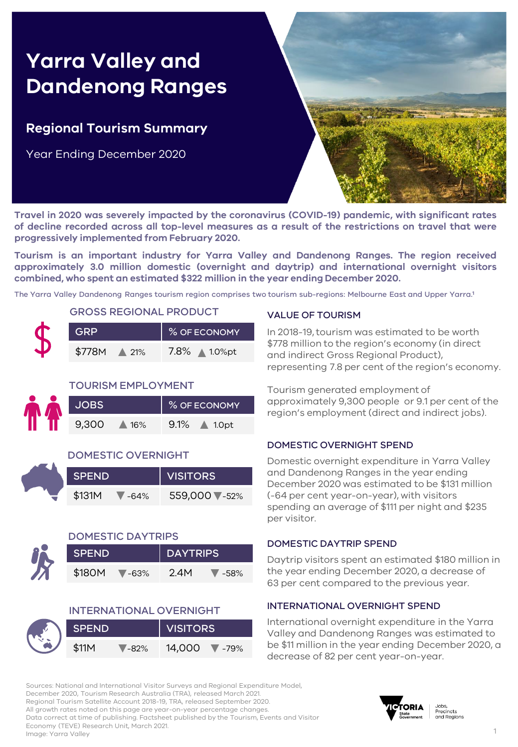# Yarra Valley and Dandenong Ranges

## Regional Tourism Summary

Year Ending December 2020

**Travel in 2020 was severely impacted by the coronavirus (COVID-19) pandemic, with significant rates of decline recorded across all top-level measures as a result of the restrictions on travel that were progressively implemented from February 2020.**

**Tourism is an important industry for Yarra Valley and Dandenong Ranges. The region received approximately 3.0 million domestic (overnight and daytrip) and international overnight visitors combined, who spent an estimated $322 million in the year ending December 2020.**

The Yarra Valley Dandenong Ranges tourism region comprises two tourism sub-regions: Melbourne East and Upper Yarra.[1]

### GROSS REGIONAL PRODUCT

| GRP | | % OF ECONOMY | |
|---|---|---|---|
| $778M | ▲ 21% | 7.8% | ▲ 1.0%pt |

### TOURISM EMPLOYMENT

| JOBS | | % OF ECONOMY | |
|---|---|---|---|
| 9,300 | ▲ 16% | 9.1% | ▲ 1.0pt |

### DOMESTIC OVERNIGHT

| SPEND | | VISITORS | |
|---|---|---|---|
| $131M | ▼ -64% | 559,000 | ▼ -52% |

### DOMESTIC DAYTRIPS

| SPEND | | DAYTRIPS | |
|---|---|---|---|
| $180M | ▼ -63% | 2.4M | ▼ -58% |

### INTERNATIONAL OVERNIGHT

| SPEND | | VISITORS | |
|---|---|---|---|
| $11M | ▼ -82% | 14,000 | ▼ -79% |

### VALUE OF TOURISM

In 2018-19, tourism was estimated to be worth $778 million to the region's economy (in direct and indirect Gross Regional Product), representing 7.8 per cent of the region's economy.

Tourism generated employment of approximately 9,300 people or 9.1 per cent of the region's employment (direct and indirect jobs).

### DOMESTIC OVERNIGHT SPEND

Domestic overnight expenditure in Yarra Valley and Dandenong Ranges in the year ending December 2020 was estimated to be $131 million (-64 per cent year-on-year), with visitors spending an average of $111 per night and $235 per visitor.

### DOMESTIC DAYTRIP SPEND

Daytrip visitors spent an estimated $180 million in the year ending December 2020, a decrease of 63 per cent compared to the previous year.

### INTERNATIONAL OVERNIGHT SPEND

International overnight expenditure in the Yarra Valley and Dandenong Ranges was estimated to be $11 million in the year ending December 2020, a decrease of 82 per cent year-on-year.

Sources: National and International Visitor Surveys and Regional Expenditure Model, December 2020, Tourism Research Australia (TRA), released March 2021.
Regional Tourism Satellite Account 2018-19, TRA, released September 2020.
All growth rates noted on this page are year-on-year percentage changes.
Data correct at time of publishing. Factsheet published by the Tourism, Events and Visitor Economy (TEVE) Research Unit, March 2021.
Image: Yarra Valley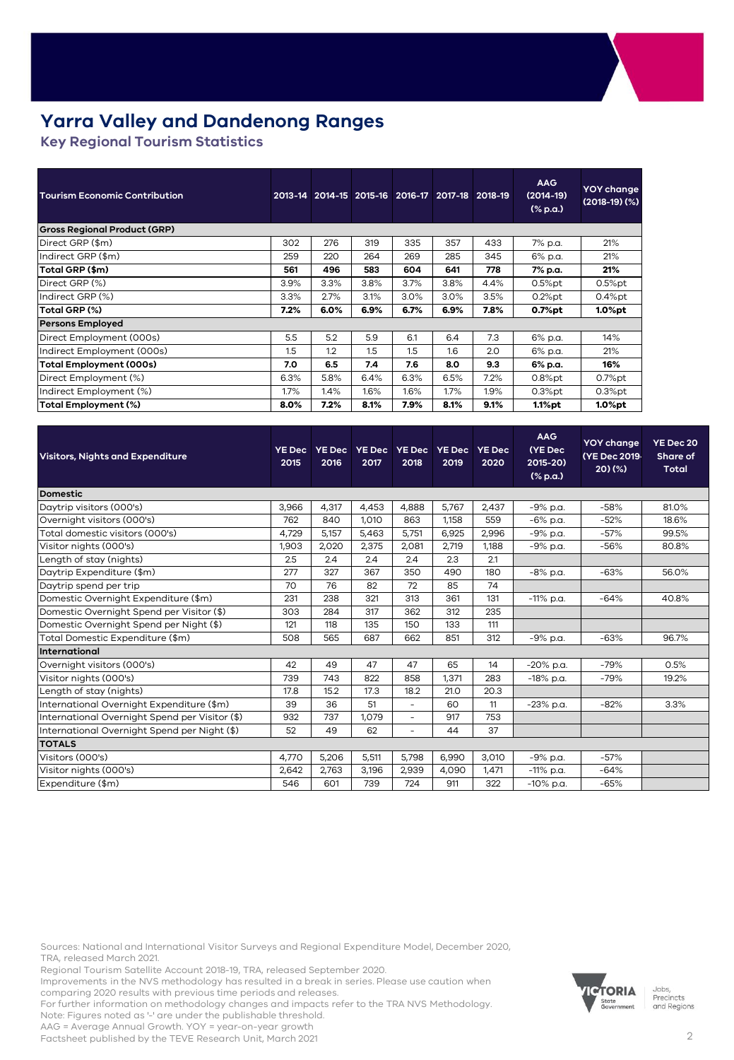# Yarra Valley and Dandenong Ranges

## Key Regional Tourism Statistics

| Tourism Economic Contribution | 2013-14 | 2014-15 | 2015-16 | 2016-17 | 2017-18 | 2018-19 | AAG (2014-19) (% p.a.) | YOY change (2018-19) (%) |
|---|---|---|---|---|---|---|---|---|
| **Gross Regional Product (GRP)** | | | | | | | | |
| Direct GRP ($m) | 302 | 276 | 319 | 335 | 357 | 433 | 7% p.a. | 21% |
| Indirect GRP ($m) | 259 | 220 | 264 | 269 | 285 | 345 | 6% p.a. | 21% |
| **Total GRP ($m)** | **561** | **496** | **583** | **604** | **641** | **778** | **7% p.a.** | **21%** |
| Direct GRP (%) | 3.9% | 3.3% | 3.8% | 3.7% | 3.8% | 4.4% | 0.5%pt | 0.5%pt |
| Indirect GRP (%) | 3.3% | 2.7% | 3.1% | 3.0% | 3.0% | 3.5% | 0.2%pt | 0.4%pt |
| **Total GRP (%)** | **7.2%** | **6.0%** | **6.9%** | **6.7%** | **6.9%** | **7.8%** | **0.7%pt** | **1.0%pt** |
| **Persons Employed** | | | | | | | | |
| Direct Employment (000s) | 5.5 | 5.2 | 5.9 | 6.1 | 6.4 | 7.3 | 6% p.a. | 14% |
| Indirect Employment (000s) | 1.5 | 1.2 | 1.5 | 1.5 | 1.6 | 2.0 | 6% p.a. | 21% |
| **Total Employment (000s)** | **7.0** | **6.5** | **7.4** | **7.6** | **8.0** | **9.3** | **6% p.a.** | **16%** |
| Direct Employment (%) | 6.3% | 5.8% | 6.4% | 6.3% | 6.5% | 7.2% | 0.8%pt | 0.7%pt |
| Indirect Employment (%) | 1.7% | 1.4% | 1.6% | 1.6% | 1.7% | 1.9% | 0.3%pt | 0.3%pt |
| **Total Employment (%)** | **8.0%** | **7.2%** | **8.1%** | **7.9%** | **8.1%** | **9.1%** | **1.1%pt** | **1.0%pt** |

| Visitors, Nights and Expenditure | YE Dec 2015 | YE Dec 2016 | YE Dec 2017 | YE Dec 2018 | YE Dec 2019 | YE Dec 2020 | AAG (YE Dec 2015-20) (% p.a.) | YOY change (YE Dec 2019-20) (%) | YE Dec 20 Share of Total |
|---|---|---|---|---|---|---|---|---|---|
| **Domestic** | | | | | | | | | |
| Daytrip visitors (000's) | 3,966 | 4,317 | 4,453 | 4,888 | 5,767 | 2,437 | -9% p.a. | -58% | 81.0% |
| Overnight visitors (000's) | 762 | 840 | 1,010 | 863 | 1,158 | 559 | -6% p.a. | -52% | 18.6% |
| Total domestic visitors (000's) | 4,729 | 5,157 | 5,463 | 5,751 | 6,925 | 2,996 | -9% p.a. | -57% | 99.5% |
| Visitor nights (000's) | 1,903 | 2,020 | 2,375 | 2,081 | 2,719 | 1,188 | -9% p.a. | -56% | 80.8% |
| Length of stay (nights) | 2.5 | 2.4 | 2.4 | 2.4 | 2.3 | 2.1 | | | |
| Daytrip Expenditure ($m) | 277 | 327 | 367 | 350 | 490 | 180 | -8% p.a. | -63% | 56.0% |
| Daytrip spend per trip | 70 | 76 | 82 | 72 | 85 | 74 | | | |
| Domestic Overnight Expenditure ($m) | 231 | 238 | 321 | 313 | 361 | 131 | -11% p.a. | -64% | 40.8% |
| Domestic Overnight Spend per Visitor ($) | 303 | 284 | 317 | 362 | 312 | 235 | | | |
| Domestic Overnight Spend per Night ($) | 121 | 118 | 135 | 150 | 133 | 111 | | | |
| Total Domestic Expenditure ($m) | 508 | 565 | 687 | 662 | 851 | 312 | -9% p.a. | -63% | 96.7% |
| **International** | | | | | | | | | |
| Overnight visitors (000's) | 42 | 49 | 47 | 47 | 65 | 14 | -20% p.a. | -79% | 0.5% |
| Visitor nights (000's) | 739 | 743 | 822 | 858 | 1,371 | 283 | -18% p.a. | -79% | 19.2% |
| Length of stay (nights) | 17.8 | 15.2 | 17.3 | 18.2 | 21.0 | 20.3 | | | |
| International Overnight Expenditure ($m) | 39 | 36 | 51 | - | 60 | 11 | -23% p.a. | -82% | 3.3% |
| International Overnight Spend per Visitor ($) | 932 | 737 | 1,079 | - | 917 | 753 | | | |
| International Overnight Spend per Night ($) | 52 | 49 | 62 | - | 44 | 37 | | | |
| **TOTALS** | | | | | | | | | |
| Visitors (000's) | 4,770 | 5,206 | 5,511 | 5,798 | 6,990 | 3,010 | -9% p.a. | -57% | |
| Visitor nights (000's) | 2,642 | 2,763 | 3,196 | 2,939 | 4,090 | 1,471 | -11% p.a. | -64% | |
| Expenditure ($m) | 546 | 601 | 739 | 724 | 911 | 322 | -10% p.a. | -65% | |

Sources: National and International Visitor Surveys and Regional Expenditure Model, December 2020, TRA, released March 2021.
Regional Tourism Satellite Account 2018-19, TRA, released September 2020.
Improvements in the NVS methodology has resulted in a break in series. Please use caution when comparing 2020 results with previous time periods and releases.
For further information on methodology changes and impacts refer to the TRA NVS Methodology.
Note: Figures noted as '-' are under the publishable threshold.
AAG = Average Annual Growth. YOY = year-on-year growth
Factsheet published by the TEVE Research Unit, March 2021

Victoria State Government — Jobs, Precincts and Regions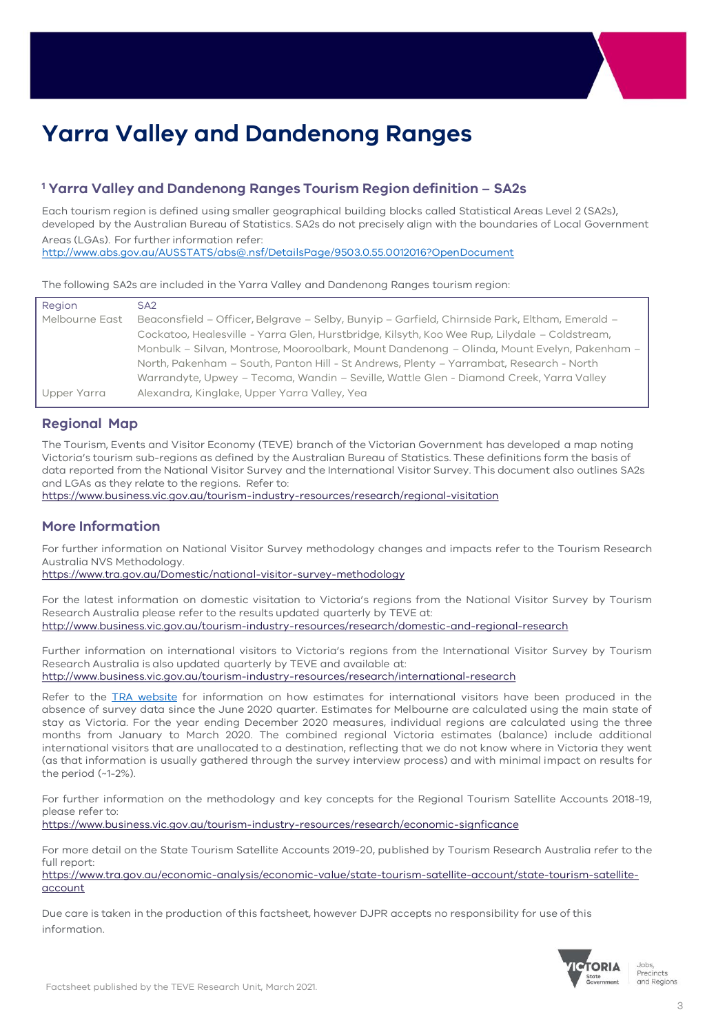# Yarra Valley and Dandenong Ranges

## [1] Yarra Valley and Dandenong Ranges Tourism Region definition – SA2s

Each tourism region is defined using smaller geographical building blocks called Statistical Areas Level 2 (SA2s), developed by the Australian Bureau of Statistics. SA2s do not precisely align with the boundaries of Local Government Areas (LGAs). For further information refer:
http://www.abs.gov.au/AUSSTATS/abs@.nsf/DetailsPage/9503.0.55.0012016?OpenDocument

The following SA2s are included in the Yarra Valley and Dandenong Ranges tourism region:

| Region | SA2 |
|---|---|
| Melbourne East | Beaconsfield – Officer, Belgrave – Selby, Bunyip – Garfield, Chirnside Park, Eltham, Emerald – Cockatoo, Healesville - Yarra Glen, Hurstbridge, Kilsyth, Koo Wee Rup, Lilydale – Coldstream, Monbulk – Silvan, Montrose, Mooroolbark, Mount Dandenong – Olinda, Mount Evelyn, Pakenham – North, Pakenham – South, Panton Hill - St Andrews, Plenty – Yarrambat, Research - North Warrandyte, Upwey – Tecoma, Wandin – Seville, Wattle Glen - Diamond Creek, Yarra Valley |
| Upper Yarra | Alexandra, Kinglake, Upper Yarra Valley, Yea |

## Regional Map

The Tourism, Events and Visitor Economy (TEVE) branch of the Victorian Government has developed a map noting Victoria's tourism sub-regions as defined by the Australian Bureau of Statistics. These definitions form the basis of data reported from the National Visitor Survey and the International Visitor Survey. This document also outlines SA2s and LGAs as they relate to the regions. Refer to:
https://www.business.vic.gov.au/tourism-industry-resources/research/regional-visitation

## More Information

For further information on National Visitor Survey methodology changes and impacts refer to the Tourism Research Australia NVS Methodology.
https://www.tra.gov.au/Domestic/national-visitor-survey-methodology

For the latest information on domestic visitation to Victoria's regions from the National Visitor Survey by Tourism Research Australia please refer to the results updated quarterly by TEVE at:
http://www.business.vic.gov.au/tourism-industry-resources/research/domestic-and-regional-research

Further information on international visitors to Victoria's regions from the International Visitor Survey by Tourism Research Australia is also updated quarterly by TEVE and available at:
http://www.business.vic.gov.au/tourism-industry-resources/research/international-research

Refer to the TRA website for information on how estimates for international visitors have been produced in the absence of survey data since the June 2020 quarter. Estimates for Melbourne are calculated using the main state of stay as Victoria. For the year ending December 2020 measures, individual regions are calculated using the three months from January to March 2020. The combined regional Victoria estimates (balance) include additional international visitors that are unallocated to a destination, reflecting that we do not know where in Victoria they went (as that information is usually gathered through the survey interview process) and with minimal impact on results for the period (~1-2%).

For further information on the methodology and key concepts for the Regional Tourism Satellite Accounts 2018-19, please refer to:
https://www.business.vic.gov.au/tourism-industry-resources/research/economic-signficance

For more detail on the State Tourism Satellite Accounts 2019-20, published by Tourism Research Australia refer to the full report:
https://www.tra.gov.au/economic-analysis/economic-value/state-tourism-satellite-account/state-tourism-satellite-account

Due care is taken in the production of this factsheet, however DJPR accepts no responsibility for use of this information.

Factsheet published by the TEVE Research Unit, March 2021.